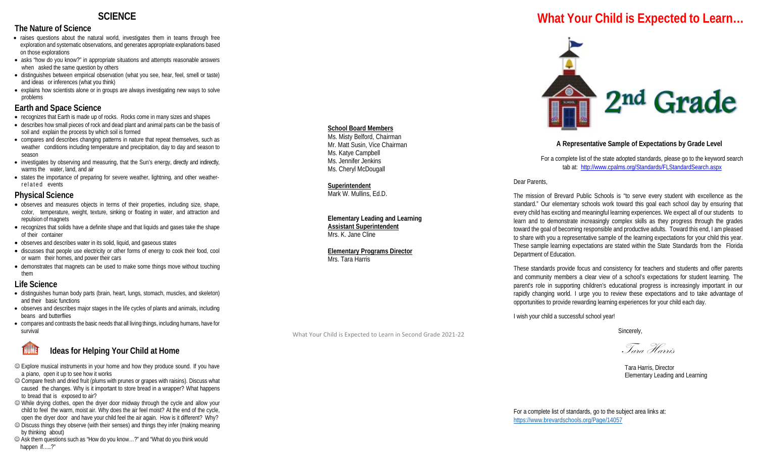## SCIENCE

### The Nature of Science

- raises questions about the natural world, investigates them in teams through free exploration and systematic observations, and generates appropriate explanations based on those explorations
- asks "how do you know?" in appropriate situations and attempts reasonable answers when asked the same question by others
- distinguishes between empirical observation (what you see, hear, feel, smell or taste) and ideas or inferences (what you think)
- explains how scientists alone or in groups are always investigating new ways to solve problems

### Earth and Space Science

- recognizes that Earth is made up of rocks. Rocks come in many sizes and shapes
- describes how small pieces of rock and dead plant and animal parts can be the basis of soil and explain the process by which soil is formed
- compares and describes changing patterns in nature that repeat themselves, such as weather conditions including temperature and precipitation, day to day and season to season
- investigates by observing and measuring, that the Sun's energy, directly and indirectly, warms the water, land, and air
- states the importance of preparing for severe weather, lightning, and other weather-related events

### Physical Science

- observes and measures objects in terms of their properties, including size, shape, color, temperature, weight, texture, sinking or floating in water, and attraction and repulsion of magnets
- recognizes that solids have a definite shape and that liquids and gases take the shape of their container
- observes and describes water in its solid, liquid, and gaseous states
- discusses that people use electricity or other forms of energy to cook their food, cool or warm their homes, and power their cars
- demonstrates that magnets can be used to make some things move without touching them

### Life Science

- distinguishes human body parts (brain, heart, lungs, stomach, muscles, and skeleton) and their basic functions
- observes and describes major stages in the life cycles of plants and animals, including beans and butterflies
- compares and contrasts the basic needs that all living things, including humans, have for survival

### Ideas for Helping Your Child at Home

- ☺ Explore musical instruments in your home and how they produce sound. If you have a piano, open it up to see how it works
- ☺ Compare fresh and dried fruit (plums with prunes or grapes with raisins). Discuss what caused the changes. Why is it important to store bread in a wrapper? What happens to bread that is exposed to air?
- ☺ While drying clothes, open the dryer door midway through the cycle and allow your child to feel the warm, moist air. Why does the air feel moist? At the end of the cycle, open the dryer door and have your child feel the air again. How is it different? Why?
- ☺ Discuss things they observe (with their senses) and things they infer (making meaning by thinking about)
- ☺ Ask them questions such as "How do you know…?" and "What do you think would happen if…..?"

**School Board Members**
Ms. Misty Belford, Chairman
Mr. Matt Susin, Vice Chairman
Ms. Katye Campbell
Ms. Jennifer Jenkins
Ms. Cheryl McDougall

**Superintendent**
Mark W. Mullins, Ed.D.

**Elementary Leading and Learning Assistant Superintendent**
Mrs. K. Jane Cline

**Elementary Programs Director**
Mrs. Tara Harris

What Your Child is Expected to Learn in Second Grade 2021-22

# What Your Child is Expected to Learn…

## 2nd Grade

**A Representative Sample of Expectations by Grade Level**

For a complete list of the state adopted standards, please go to the keyword search tab at: http://www.cpalms.org/Standards/FLStandardSearch.aspx

Dear Parents,

The mission of Brevard Public Schools is "to serve every student with excellence as the standard." Our elementary schools work toward this goal each school day by ensuring that every child has exciting and meaningful learning experiences. We expect all of our students to learn and to demonstrate increasingly complex skills as they progress through the grades toward the goal of becoming responsible and productive adults. Toward this end, I am pleased to share with you a representative sample of the learning expectations for your child this year. These sample learning expectations are stated within the State Standards from the Florida Department of Education.

These standards provide focus and consistency for teachers and students and offer parents and community members a clear view of a school's expectations for student learning. The parent's role in supporting children's educational progress is increasingly important in our rapidly changing world. I urge you to review these expectations and to take advantage of opportunities to provide rewarding learning experiences for your child each day.

I wish your child a successful school year!

Sincerely,

*Tara Harris*

Tara Harris, Director
Elementary Leading and Learning

For a complete list of standards, go to the subject area links at: https://www.brevardschools.org/Page/14057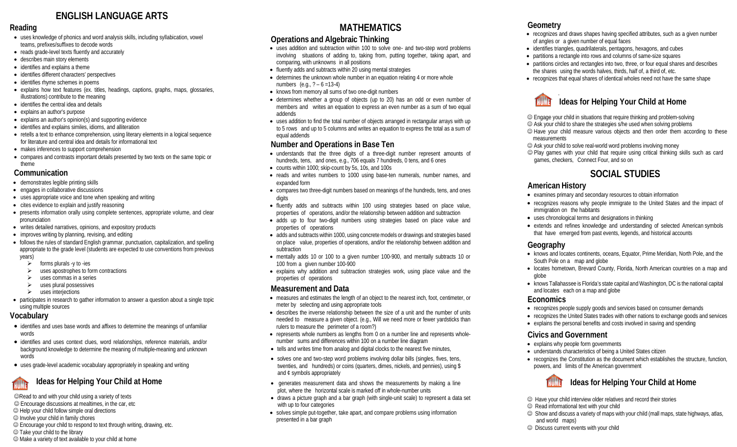# ENGLISH LANGUAGE ARTS

## Reading

- uses knowledge of phonics and word analysis skills, including syllabication, vowel teams, prefixes/suffixes to decode words
- reads grade-level texts fluently and accurately
- describes main story elements
- identifies and explains a theme
- identifies different characters' perspectives
- identifies rhyme schemes in poems
- explains how text features (ex. titles, headings, captions, graphs, maps, glossaries, illustrations) contribute to the meaning
- identifies the central idea and details
- explains an author's purpose
- explains an author's opinion(s) and supporting evidence
- identifies and explains similes, idioms, and alliteration
- retells a text to enhance comprehension, using literary elements in a logical sequence for literature and central idea and details for informational text
- makes inferences to support comprehension
- compares and contrasts important details presented by two texts on the same topic or theme

## Communication

- demonstrates legible printing skills
- engages in collaborative discussions
- uses appropriate voice and tone when speaking and writing
- cites evidence to explain and justify reasoning
- presents information orally using complete sentences, appropriate volume, and clear pronunciation
- writes detailed narratives, opinions, and expository products
- improves writing by planning, revising, and editing
- follows the rules of standard English grammar, punctuation, capitalization, and spelling appropriate to the grade level (students are expected to use conventions from previous years)
  - forms plurals -y to -ies
  - uses apostrophes to form contractions
  - uses commas in a series
  - uses plural possessives
  - uses interjections
- participates in research to gather information to answer a question about a single topic using multiple sources

## Vocabulary

- identifies and uses base words and affixes to determine the meanings of unfamiliar words
- identifies and uses context clues, word relationships, reference materials, and/or background knowledge to determine the meaning of multiple-meaning and unknown words
- uses grade-level academic vocabulary appropriately in speaking and writing

### Ideas for Helping Your Child at Home

☺Read to and with your child using a variety of texts
☺ Encourage discussions at mealtimes, in the car, etc
☺ Help your child follow simple oral directions
☺ Involve your child in family chores
☺ Encourage your child to respond to text through writing, drawing, etc.
☺ Take your child to the library
☺ Make a variety of text available to your child at home

# MATHEMATICS

## Operations and Algebraic Thinking

- uses addition and subtraction within 100 to solve one- and two-step word problems involving situations of adding to, taking from, putting together, taking apart, and comparing, with unknowns in all positions
- fluently adds and subtracts within 20 using mental strategies
- determines the unknown whole number in an equation relating 4 or more whole numbers (e.g., ? – 6 =13-4)
- knows from memory all sums of two one-digit numbers
- determines whether a group of objects (up to 20) has an odd or even number of members and writes an equation to express an even number as a sum of two equal addends
- uses addition to find the total number of objects arranged in rectangular arrays with up to 5 rows and up to 5 columns and writes an equation to express the total as a sum of equal addends

## Number and Operations in Base Ten

- understands that the three digits of a three-digit number represent amounts of hundreds, tens, and ones, e.g., 706 equals 7 hundreds, 0 tens, and 6 ones
- counts within 1000; skip-count by 5s, 10s, and 100s
- reads and writes numbers to 1000 using base-ten numerals, number names, and expanded form
- compares two three-digit numbers based on meanings of the hundreds, tens, and ones digits
- fluently adds and subtracts within 100 using strategies based on place value, properties of operations, and/or the relationship between addition and subtraction
- adds up to four two-digit numbers using strategies based on place value and properties of operations
- adds and subtracts within 1000, using concrete models or drawings and strategies based on place value, properties of operations, and/or the relationship between addition and subtraction
- mentally adds 10 or 100 to a given number 100-900, and mentally subtracts 10 or 100 from a given number 100-900
- explains why addition and subtraction strategies work, using place value and the properties of operations

## Measurement and Data

- measures and estimates the length of an object to the nearest inch, foot, centimeter, or meter by selecting and using appropriate tools
- describes the inverse relationship between the size of a unit and the number of units needed to measure a given object. (e.g., Will we need more or fewer yardsticks than rulers to measure the perimeter of a room?)
- represents whole numbers as lengths from 0 on a number line and represents whole-number sums and differences within 100 on a number line diagram
- tells and writes time from analog and digital clocks to the nearest five minutes,
- solves one and two-step word problems involving dollar bills (singles, fives, tens, twenties, and hundreds) or coins (quarters, dimes, nickels, and pennies), using $ and ¢ symbols appropriately
- generates measurement data and shows the measurements by making a line plot, where the horizontal scale is marked off in whole-number units
- draws a picture graph and a bar graph (with single-unit scale) to represent a data set with up to four categories
- solves simple put-together, take apart, and compare problems using information presented in a bar graph

## Geometry

- recognizes and draws shapes having specified attributes, such as a given number of angles or a given number of equal faces
- identifies triangles, quadrilaterals, pentagons, hexagons, and cubes
- partitions a rectangle into rows and columns of same-size squares
- partitions circles and rectangles into two, three, or four equal shares and describes the shares using the words halves, thirds, half of, a third of, etc.
- recognizes that equal shares of identical wholes need not have the same shape

### Ideas for Helping Your Child at Home

☺ Engage your child in situations that require thinking and problem-solving
☺ Ask your child to share the strategies s/he used when solving problems
☺ Have your child measure various objects and then order them according to these measurements
☺ Ask your child to solve real-world word problems involving money
☺ Play games with your child that require using critical thinking skills such as card games, checkers, Connect Four, and so on

# SOCIAL STUDIES

## American History

- examines primary and secondary resources to obtain information
- recognizes reasons why people immigrate to the United States and the impact of immigration on the habitants
- uses chronological terms and designations in thinking
- extends and refines knowledge and understanding of selected American symbols that have emerged from past events, legends, and historical accounts

## Geography

- knows and locates continents, oceans, Equator, Prime Meridian, North Pole, and the South Pole on a map and globe
- locates hometown, Brevard County, Florida, North American countries on a map and globe
- knows Tallahassee is Florida's state capital and Washington, DC is the national capital and locates each on a map and globe

## Economics

- recognizes people supply goods and services based on consumer demands
- recognizes the United States trades with other nations to exchange goods and services
- explains the personal benefits and costs involved in saving and spending

## Civics and Government

- explains why people form governments
- understands characteristics of being a United States citizen
- recognizes the Constitution as the document which establishes the structure, function, powers, and limits of the American government

### Ideas for Helping Your Child at Home

☺ Have your child interview older relatives and record their stories
☺ Read informational text with your child
☺ Show and discuss a variety of maps with your child (mall maps, state highways, atlas, and world maps)
☺ Discuss current events with your child